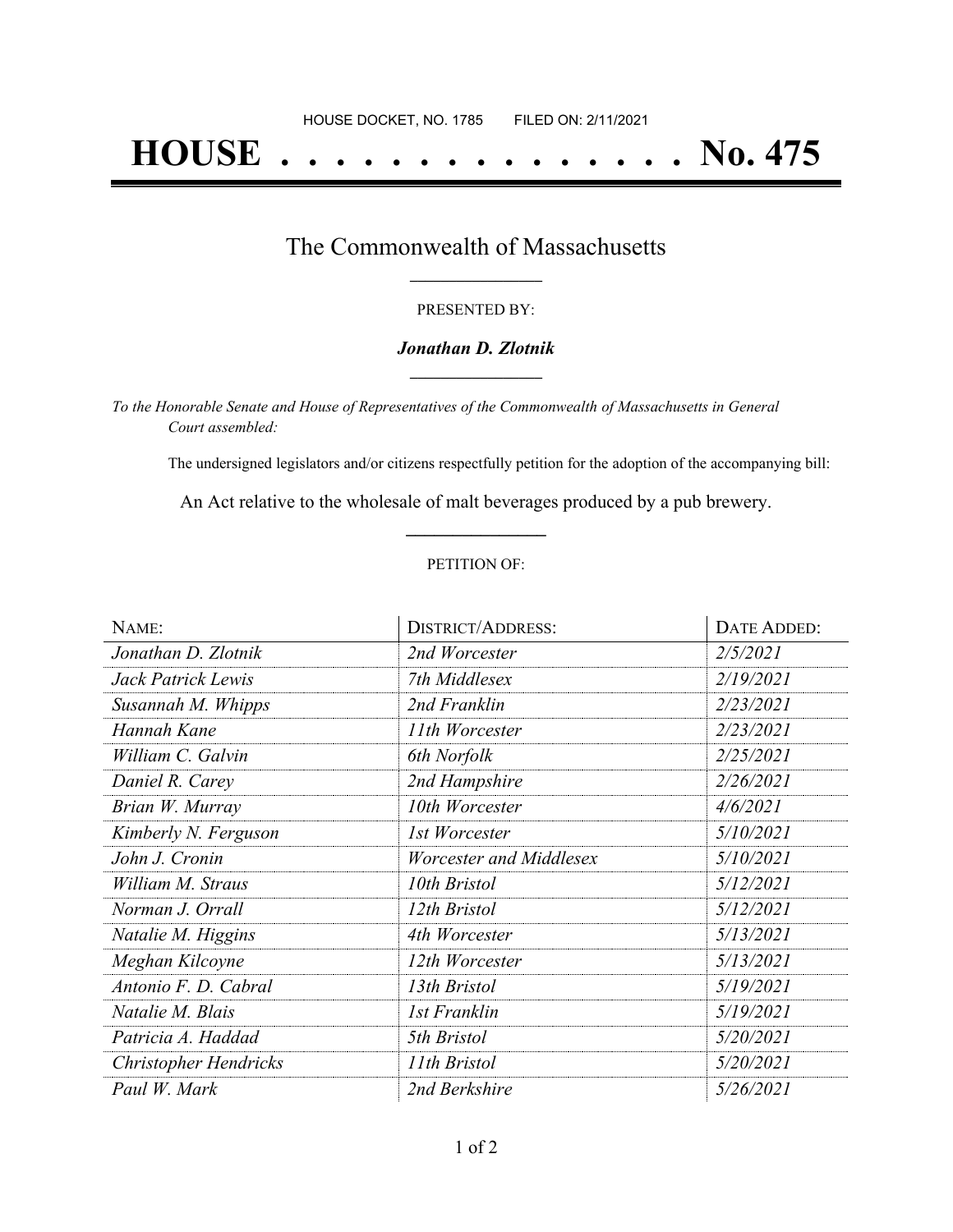HOUSE DOCKET, NO. 1785 FILED ON: 2/11/2021

# HOUSE . . . . . . . . . . . . . . . No. 475

## The Commonwealth of Massachusetts

PRESENTED BY:

***Jonathan D. Zlotnik***

*To the Honorable Senate and House of Representatives of the Commonwealth of Massachusetts in General Court assembled:*

The undersigned legislators and/or citizens respectfully petition for the adoption of the accompanying bill:

An Act relative to the wholesale of malt beverages produced by a pub brewery.

PETITION OF:

| NAME: | DISTRICT/ADDRESS: | DATE ADDED: |
|---|---|---|
| *Jonathan D. Zlotnik* | *2nd Worcester* | *2/5/2021* |
| *Jack Patrick Lewis* | *7th Middlesex* | *2/19/2021* |
| *Susannah M. Whipps* | *2nd Franklin* | *2/23/2021* |
| *Hannah Kane* | *11th Worcester* | *2/23/2021* |
| *William C. Galvin* | *6th Norfolk* | *2/25/2021* |
| *Daniel R. Carey* | *2nd Hampshire* | *2/26/2021* |
| *Brian W. Murray* | *10th Worcester* | *4/6/2021* |
| *Kimberly N. Ferguson* | *1st Worcester* | *5/10/2021* |
| *John J. Cronin* | *Worcester and Middlesex* | *5/10/2021* |
| *William M. Straus* | *10th Bristol* | *5/12/2021* |
| *Norman J. Orrall* | *12th Bristol* | *5/12/2021* |
| *Natalie M. Higgins* | *4th Worcester* | *5/13/2021* |
| *Meghan Kilcoyne* | *12th Worcester* | *5/13/2021* |
| *Antonio F. D. Cabral* | *13th Bristol* | *5/19/2021* |
| *Natalie M. Blais* | *1st Franklin* | *5/19/2021* |
| *Patricia A. Haddad* | *5th Bristol* | *5/20/2021* |
| *Christopher Hendricks* | *11th Bristol* | *5/20/2021* |
| *Paul W. Mark* | *2nd Berkshire* | *5/26/2021* |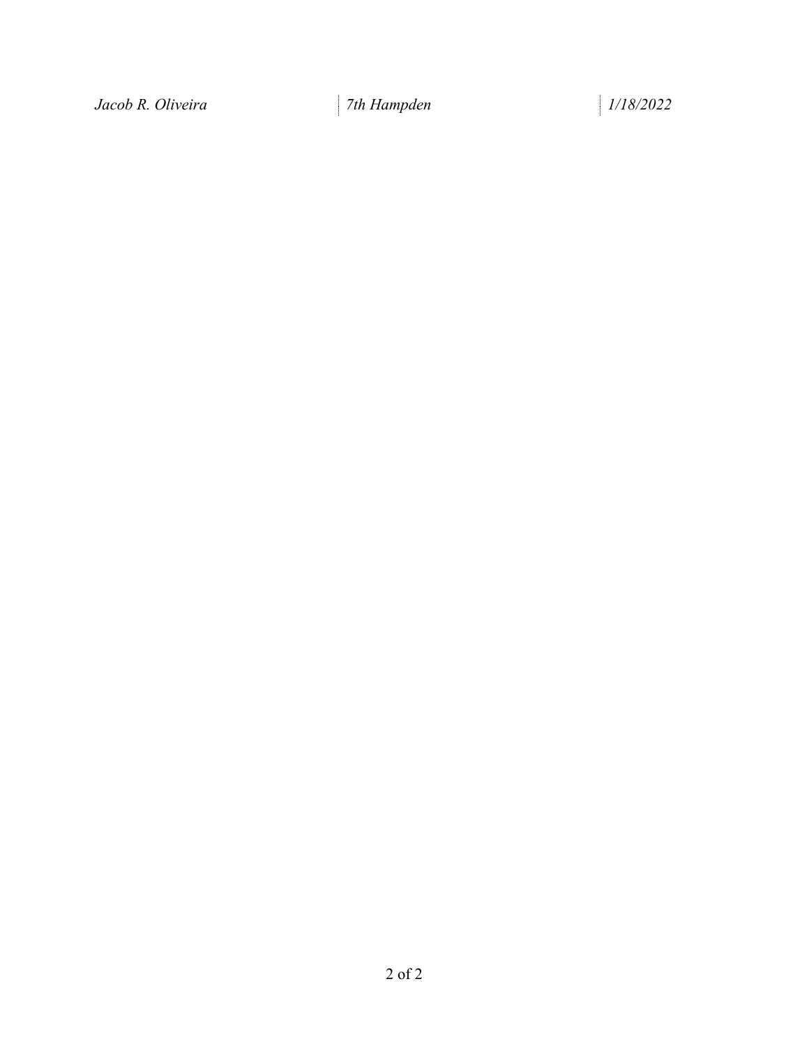| Jacob R. Oliveira | 7th Hampden | 1/18/2022 |
| --- | --- | --- |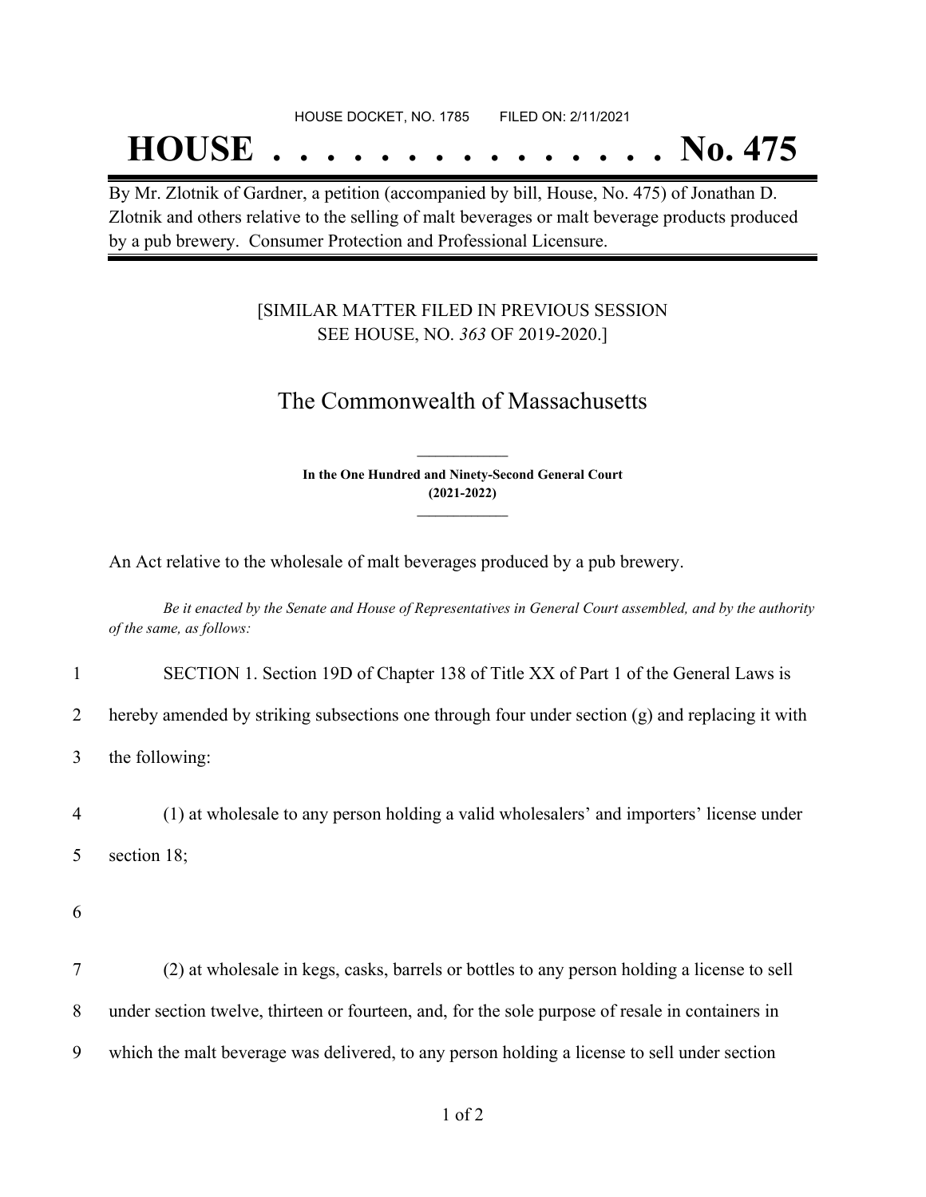HOUSE DOCKET, NO. 1785        FILED ON: 2/11/2021

# HOUSE . . . . . . . . . . . . . . . No. 475

By Mr. Zlotnik of Gardner, a petition (accompanied by bill, House, No. 475) of Jonathan D. Zlotnik and others relative to the selling of malt beverages or malt beverage products produced by a pub brewery. Consumer Protection and Professional Licensure.

[SIMILAR MATTER FILED IN PREVIOUS SESSION SEE HOUSE, NO. *363* OF 2019-2020.]

## The Commonwealth of Massachusetts

**In the One Hundred and Ninety-Second General Court (2021-2022)**

An Act relative to the wholesale of malt beverages produced by a pub brewery.

*Be it enacted by the Senate and House of Representatives in General Court assembled, and by the authority of the same, as follows:*

1 SECTION 1. Section 19D of Chapter 138 of Title XX of Part 1 of the General Laws is
2 hereby amended by striking subsections one through four under section (g) and replacing it with
3 the following:

4 (1) at wholesale to any person holding a valid wholesalers' and importers' license under
5 section 18;

6

7 (2) at wholesale in kegs, casks, barrels or bottles to any person holding a license to sell
8 under section twelve, thirteen or fourteen, and, for the sole purpose of resale in containers in
9 which the malt beverage was delivered, to any person holding a license to sell under section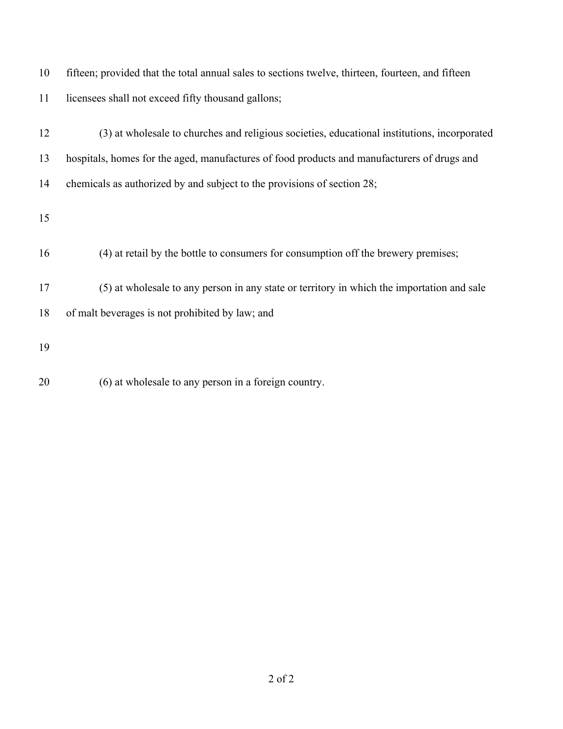fifteen; provided that the total annual sales to sections twelve, thirteen, fourteen, and fifteen licensees shall not exceed fifty thousand gallons;

(3) at wholesale to churches and religious societies, educational institutions, incorporated hospitals, homes for the aged, manufactures of food products and manufacturers of drugs and chemicals as authorized by and subject to the provisions of section 28;

(4) at retail by the bottle to consumers for consumption off the brewery premises;

(5) at wholesale to any person in any state or territory in which the importation and sale of malt beverages is not prohibited by law; and

(6) at wholesale to any person in a foreign country.